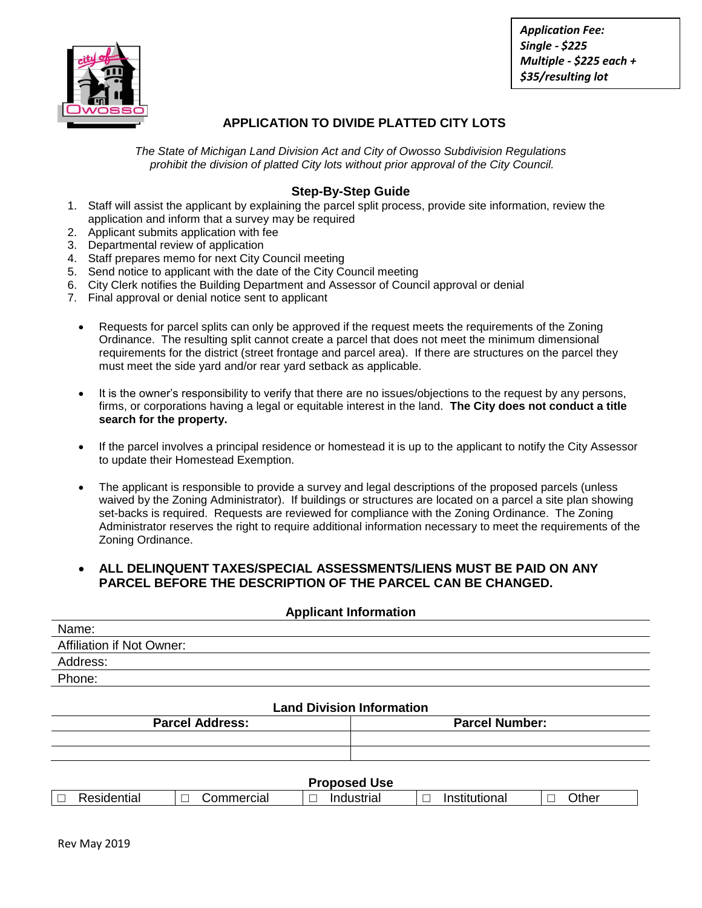*Application Fee:*
*Single - $225*
*Multiple - $225 each +*
*$35/resulting lot*

# APPLICATION TO DIVIDE PLATTED CITY LOTS

*The State of Michigan Land Division Act and City of Owosso Subdivision Regulations prohibit the division of platted City lots without prior approval of the City Council.*

## Step-By-Step Guide

1. Staff will assist the applicant by explaining the parcel split process, provide site information, review the application and inform that a survey may be required
2. Applicant submits application with fee
3. Departmental review of application
4. Staff prepares memo for next City Council meeting
5. Send notice to applicant with the date of the City Council meeting
6. City Clerk notifies the Building Department and Assessor of Council approval or denial
7. Final approval or denial notice sent to applicant

- Requests for parcel splits can only be approved if the request meets the requirements of the Zoning Ordinance. The resulting split cannot create a parcel that does not meet the minimum dimensional requirements for the district (street frontage and parcel area). If there are structures on the parcel they must meet the side yard and/or rear yard setback as applicable.

- It is the owner's responsibility to verify that there are no issues/objections to the request by any persons, firms, or corporations having a legal or equitable interest in the land. **The City does not conduct a title search for the property.**

- If the parcel involves a principal residence or homestead it is up to the applicant to notify the City Assessor to update their Homestead Exemption.

- The applicant is responsible to provide a survey and legal descriptions of the proposed parcels (unless waived by the Zoning Administrator). If buildings or structures are located on a parcel a site plan showing set-backs is required. Requests are reviewed for compliance with the Zoning Ordinance. The Zoning Administrator reserves the right to require additional information necessary to meet the requirements of the Zoning Ordinance.

- **ALL DELINQUENT TAXES/SPECIAL ASSESSMENTS/LIENS MUST BE PAID ON ANY PARCEL BEFORE THE DESCRIPTION OF THE PARCEL CAN BE CHANGED.**

### Applicant Information

Name:

Affiliation if Not Owner:

Address:

Phone:

### Land Division Information

| Parcel Address: | Parcel Number: |
|---|---|
| | |
| | |

### Proposed Use

| ☐ Residential | ☐ Commercial | ☐ Industrial | ☐ Institutional | ☐ Other |
|---|---|---|---|---|

Rev May 2019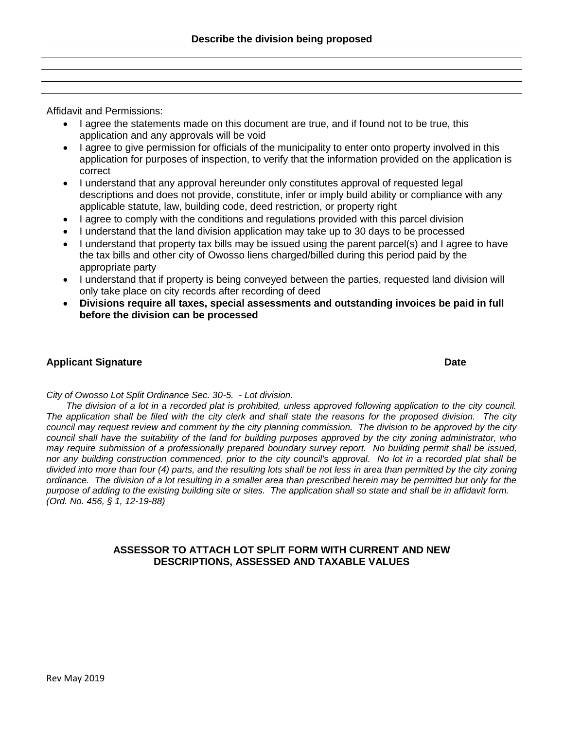**Describe the division being proposed**

Affidavit and Permissions:

- I agree the statements made on this document are true, and if found not to be true, this application and any approvals will be void
- I agree to give permission for officials of the municipality to enter onto property involved in this application for purposes of inspection, to verify that the information provided on the application is correct
- I understand that any approval hereunder only constitutes approval of requested legal descriptions and does not provide, constitute, infer or imply build ability or compliance with any applicable statute, law, building code, deed restriction, or property right
- I agree to comply with the conditions and regulations provided with this parcel division
- I understand that the land division application may take up to 30 days to be processed
- I understand that property tax bills may be issued using the parent parcel(s) and I agree to have the tax bills and other city of Owosso liens charged/billed during this period paid by the appropriate party
- I understand that if property is being conveyed between the parties, requested land division will only take place on city records after recording of deed
- **Divisions require all taxes, special assessments and outstanding invoices be paid in full before the division can be processed**

**Applicant Signature** **Date**

*City of Owosso Lot Split Ordinance Sec. 30-5. - Lot division.*

*The division of a lot in a recorded plat is prohibited, unless approved following application to the city council. The application shall be filed with the city clerk and shall state the reasons for the proposed division. The city council may request review and comment by the city planning commission. The division to be approved by the city council shall have the suitability of the land for building purposes approved by the city zoning administrator, who may require submission of a professionally prepared boundary survey report. No building permit shall be issued, nor any building construction commenced, prior to the city council's approval. No lot in a recorded plat shall be divided into more than four (4) parts, and the resulting lots shall be not less in area than permitted by the city zoning ordinance. The division of a lot resulting in a smaller area than prescribed herein may be permitted but only for the purpose of adding to the existing building site or sites. The application shall so state and shall be in affidavit form. (Ord. No. 456, § 1, 12-19-88)*

**ASSESSOR TO ATTACH LOT SPLIT FORM WITH CURRENT AND NEW DESCRIPTIONS, ASSESSED AND TAXABLE VALUES**

Rev May 2019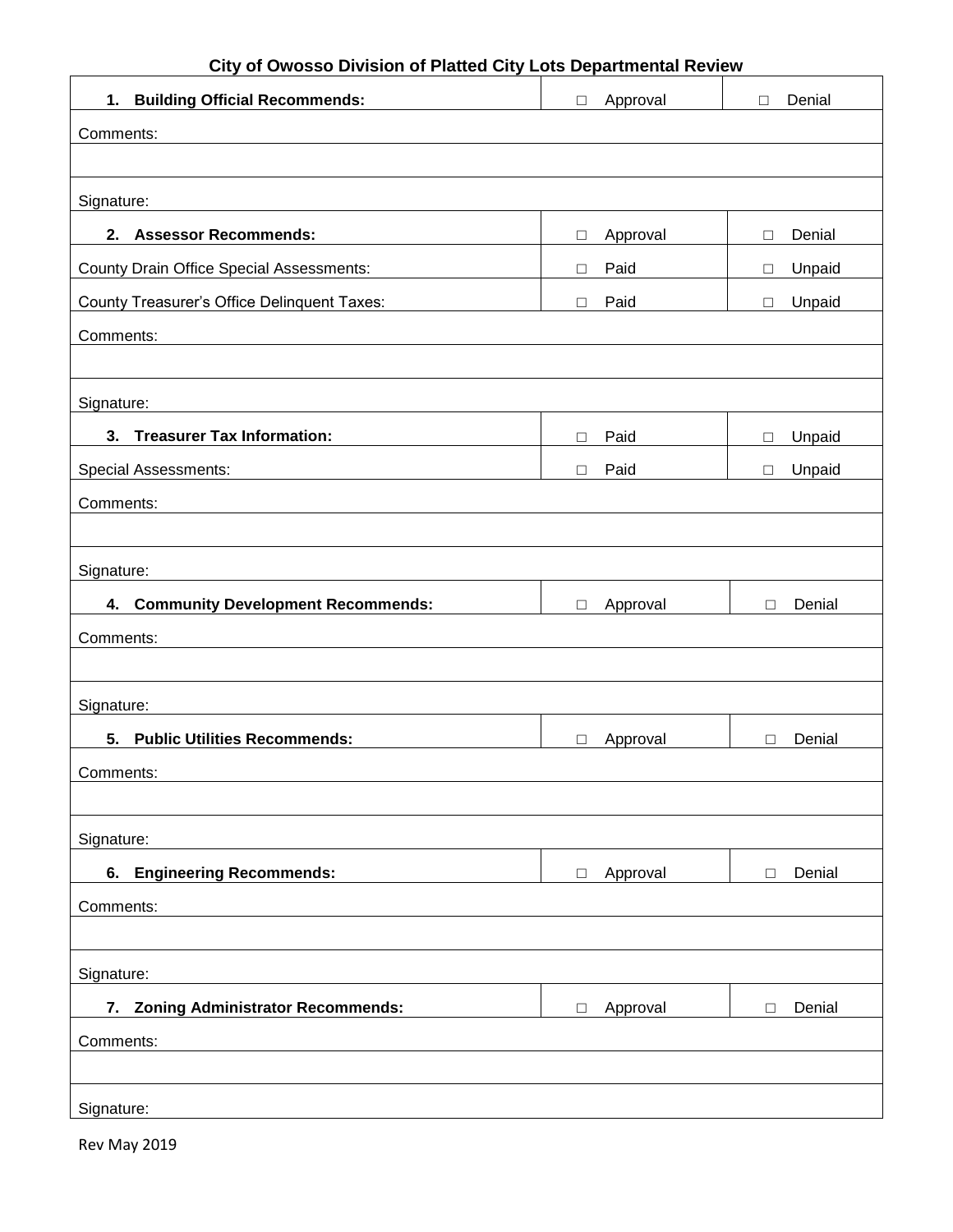## City of Owosso Division of Platted City Lots Departmental Review

| **1. Building Official Recommends:** | ☐ Approval | ☐ Denial |
|---|---|---|
| Comments: | | |
| | | |
| Signature: | | |
| **2. Assessor Recommends:** | ☐ Approval | ☐ Denial |
| County Drain Office Special Assessments: | ☐ Paid | ☐ Unpaid |
| County Treasurer's Office Delinquent Taxes: | ☐ Paid | ☐ Unpaid |
| Comments: | | |
| | | |
| Signature: | | |
| **3. Treasurer Tax Information:** | ☐ Paid | ☐ Unpaid |
| Special Assessments: | ☐ Paid | ☐ Unpaid |
| Comments: | | |
| | | |
| Signature: | | |
| **4. Community Development Recommends:** | ☐ Approval | ☐ Denial |
| Comments: | | |
| | | |
| Signature: | | |
| **5. Public Utilities Recommends:** | ☐ Approval | ☐ Denial |
| Comments: | | |
| | | |
| Signature: | | |
| **6. Engineering Recommends:** | ☐ Approval | ☐ Denial |
| Comments: | | |
| | | |
| Signature: | | |
| **7. Zoning Administrator Recommends:** | ☐ Approval | ☐ Denial |
| Comments: | | |
| | | |
| Signature: | | |

Rev May 2019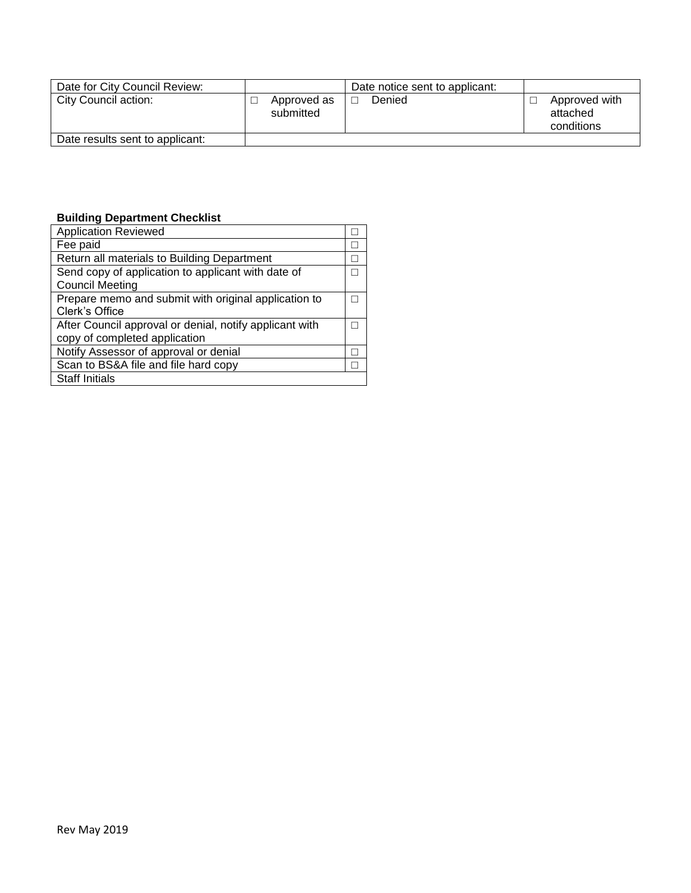| | | | |
|---|---|---|---|
| Date for City Council Review: | | Date notice sent to applicant: | |
| City Council action: | ☐ Approved as submitted | ☐ Denied | ☐ Approved with attached conditions |
| Date results sent to applicant: | | | |

**Building Department Checklist**

| | |
|---|---|
| Application Reviewed | ☐ |
| Fee paid | ☐ |
| Return all materials to Building Department | ☐ |
| Send copy of application to applicant with date of Council Meeting | ☐ |
| Prepare memo and submit with original application to Clerk's Office | ☐ |
| After Council approval or denial, notify applicant with copy of completed application | ☐ |
| Notify Assessor of approval or denial | ☐ |
| Scan to BS&A file and file hard copy | ☐ |
| Staff Initials | |

Rev May 2019